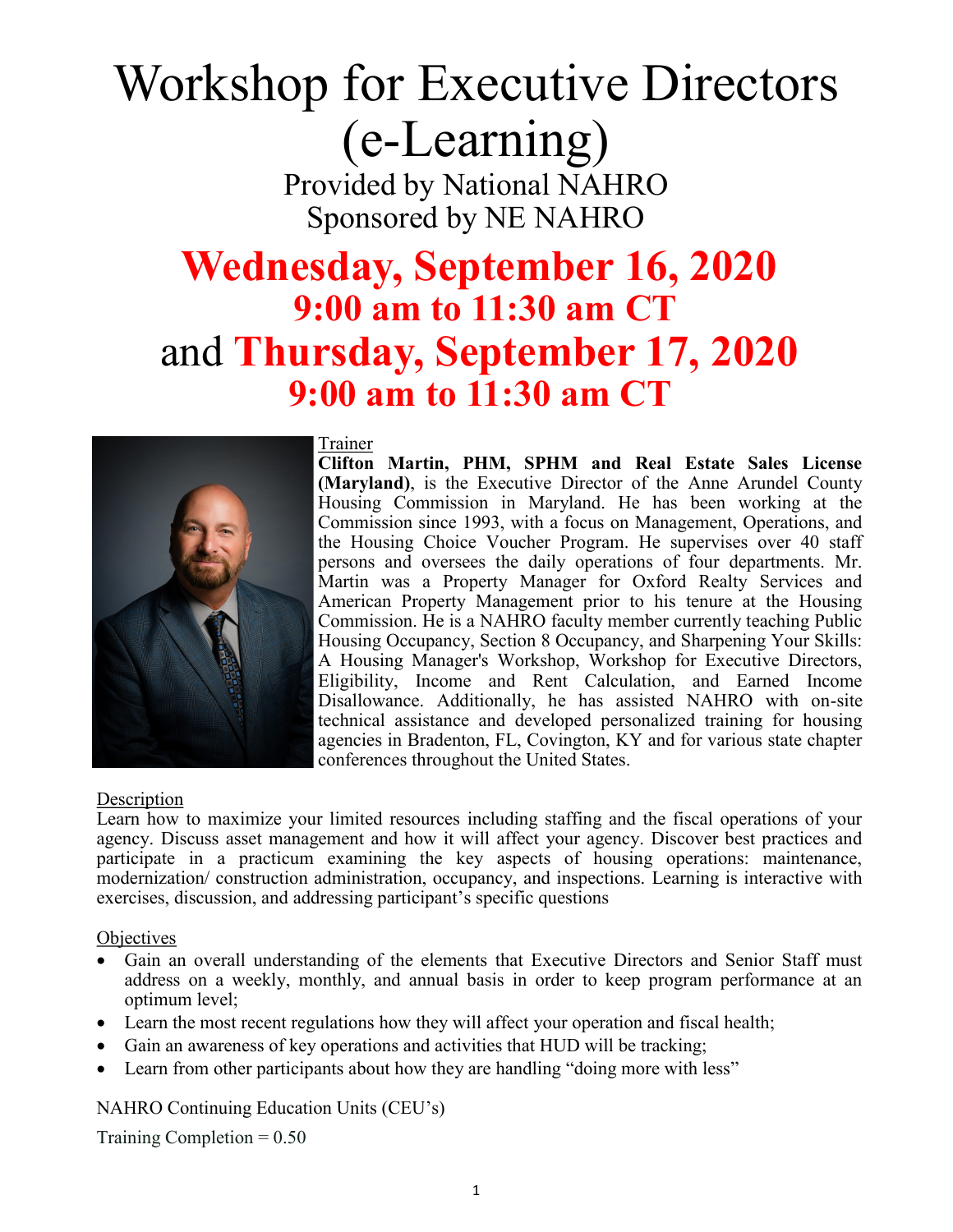# Workshop for Executive Directors (e-Learning)

Provided by National NAHRO
Sponsored by NE NAHRO

## Wednesday, September 16, 2020
### 9:00 am to 11:30 am CT

## and Thursday, September 17, 2020
### 9:00 am to 11:30 am CT

Trainer

**Clifton Martin, PHM, SPHM and Real Estate Sales License (Maryland)**, is the Executive Director of the Anne Arundel County Housing Commission in Maryland. He has been working at the Commission since 1993, with a focus on Management, Operations, and the Housing Choice Voucher Program. He supervises over 40 staff persons and oversees the daily operations of four departments. Mr. Martin was a Property Manager for Oxford Realty Services and American Property Management prior to his tenure at the Housing Commission. He is a NAHRO faculty member currently teaching Public Housing Occupancy, Section 8 Occupancy, and Sharpening Your Skills: A Housing Manager's Workshop, Workshop for Executive Directors, Eligibility, Income and Rent Calculation, and Earned Income Disallowance. Additionally, he has assisted NAHRO with on-site technical assistance and developed personalized training for housing agencies in Bradenton, FL, Covington, KY and for various state chapter conferences throughout the United States.

Description

Learn how to maximize your limited resources including staffing and the fiscal operations of your agency. Discuss asset management and how it will affect your agency. Discover best practices and participate in a practicum examining the key aspects of housing operations: maintenance, modernization/ construction administration, occupancy, and inspections. Learning is interactive with exercises, discussion, and addressing participant's specific questions

Objectives

- Gain an overall understanding of the elements that Executive Directors and Senior Staff must address on a weekly, monthly, and annual basis in order to keep program performance at an optimum level;
- Learn the most recent regulations how they will affect your operation and fiscal health;
- Gain an awareness of key operations and activities that HUD will be tracking;
- Learn from other participants about how they are handling "doing more with less"

NAHRO Continuing Education Units (CEU's)

Training Completion = 0.50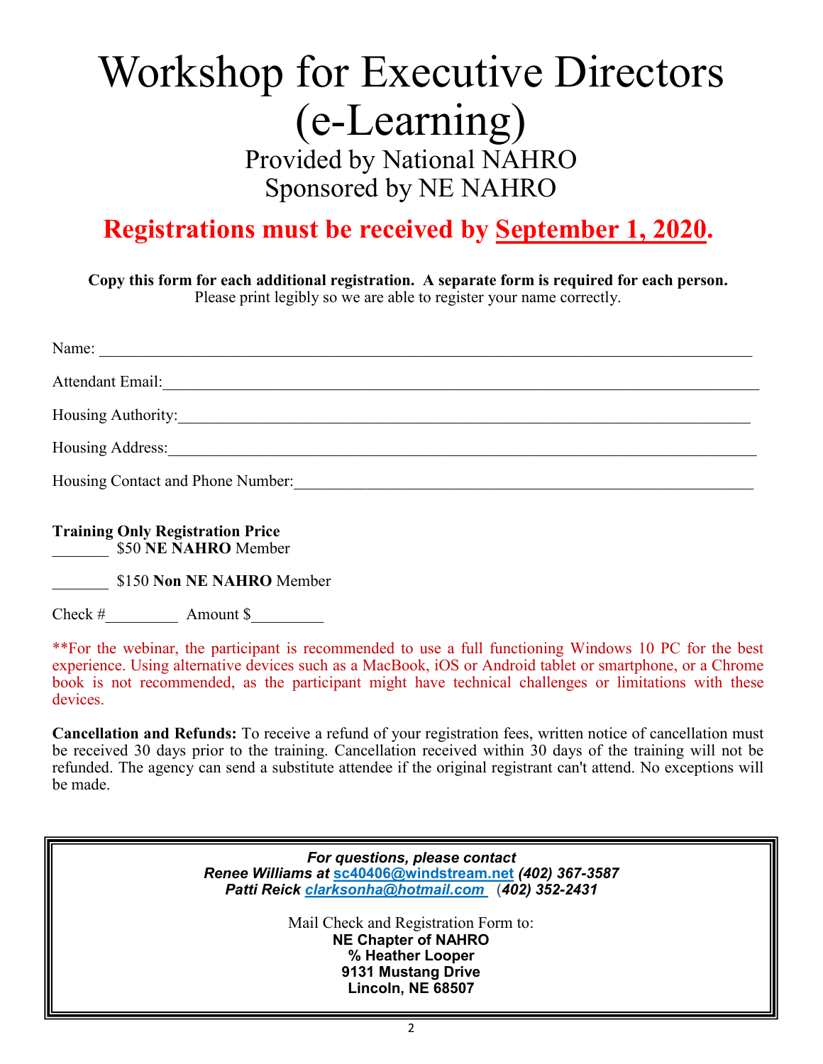# Workshop for Executive Directors (e-Learning)

## Provided by National NAHRO
## Sponsored by NE NAHRO

## Registrations must be received by September 1, 2020.

**Copy this form for each additional registration. A separate form is required for each person.**
Please print legibly so we are able to register your name correctly.

Name: ________________________________________________________________________________

Attendant Email:________________________________________________________________________

Housing Authority:______________________________________________________________________

Housing Address:_______________________________________________________________________

Housing Contact and Phone Number:______________________________________________________

**Training Only Registration Price**

_______ $50 **NE NAHRO** Member

_______ $150 **Non NE NAHRO** Member

Check #_________ Amount $_________

**For the webinar, the participant is recommended to use a full functioning Windows 10 PC for the best experience. Using alternative devices such as a MacBook, iOS or Android tablet or smartphone, or a Chrome book is not recommended, as the participant might have technical challenges or limitations with these devices.

**Cancellation and Refunds:** To receive a refund of your registration fees, written notice of cancellation must be received 30 days prior to the training. Cancellation received within 30 days of the training will not be refunded. The agency can send a substitute attendee if the original registrant can't attend. No exceptions will be made.

***For questions, please contact***
***Renee Williams at sc40406@windstream.net (402) 367-3587***
***Patti Reick clarksonha@hotmail.com (402) 352-2431***

Mail Check and Registration Form to:
**NE Chapter of NAHRO**
**% Heather Looper**
**9131 Mustang Drive**
**Lincoln, NE 68507**